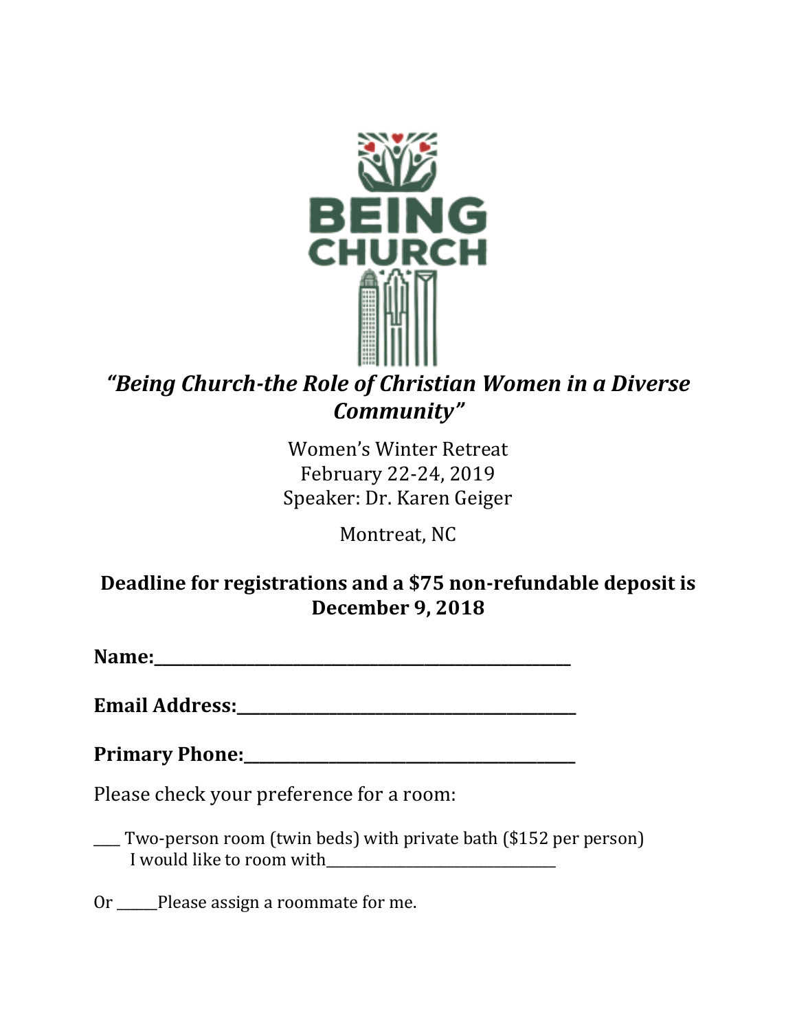BEING CHURCH

***"Being Church-the Role of Christian Women in a Diverse Community"***

Women's Winter Retreat
February 22-24, 2019
Speaker: Dr. Karen Geiger

Montreat, NC

**Deadline for registrations and a $75 non-refundable deposit is December 9, 2018**

**Name:**________________________________________________

**Email Address:**____________________________________

**Primary Phone:**____________________________________

Please check your preference for a room:

____ Two-person room (twin beds) with private bath ($152 per person)
I would like to room with_______________________________

Or ______Please assign a roommate for me.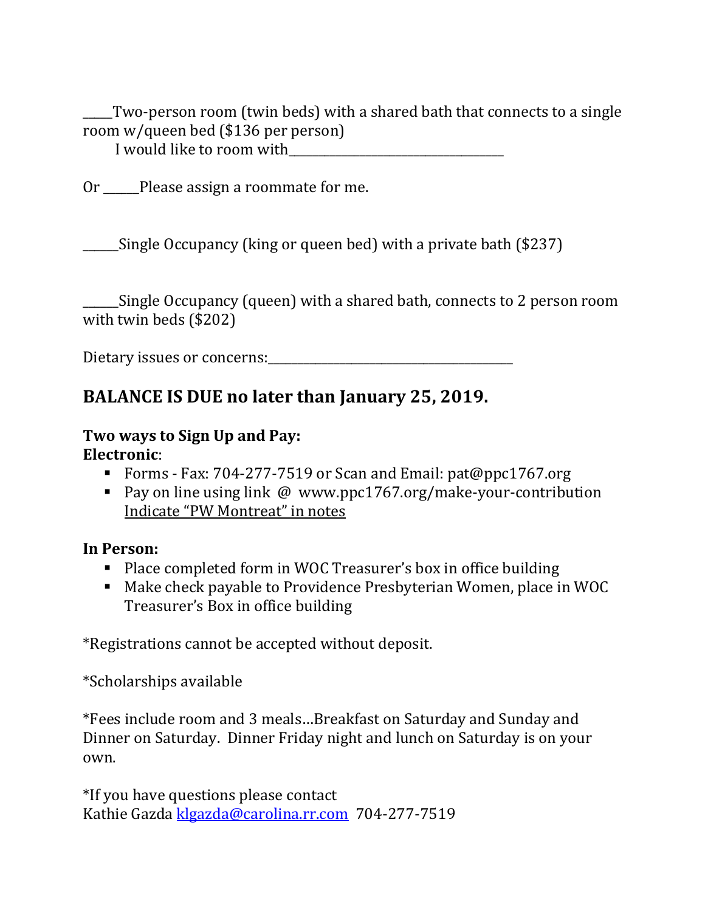_____Two-person room (twin beds) with a shared bath that connects to a single room w/queen bed ($136 per person)

I would like to room with___________________________________

Or ______Please assign a roommate for me.

______Single Occupancy (king or queen bed) with a private bath ($237)

______Single Occupancy (queen) with a shared bath, connects to 2 person room with twin beds ($202)

Dietary issues or concerns:________________________________________

## BALANCE IS DUE no later than January 25, 2019.

**Two ways to Sign Up and Pay:**
**Electronic**:

- Forms - Fax: 704-277-7519 or Scan and Email: pat@ppc1767.org
- Pay on line using link @ www.ppc1767.org/make-your-contribution
  Indicate "PW Montreat" in notes

**In Person:**

- Place completed form in WOC Treasurer's box in office building
- Make check payable to Providence Presbyterian Women, place in WOC Treasurer's Box in office building

*Registrations cannot be accepted without deposit.

*Scholarships available

*Fees include room and 3 meals…Breakfast on Saturday and Sunday and Dinner on Saturday. Dinner Friday night and lunch on Saturday is on your own.

*If you have questions please contact
Kathie Gazda klgazda@carolina.rr.com 704-277-7519